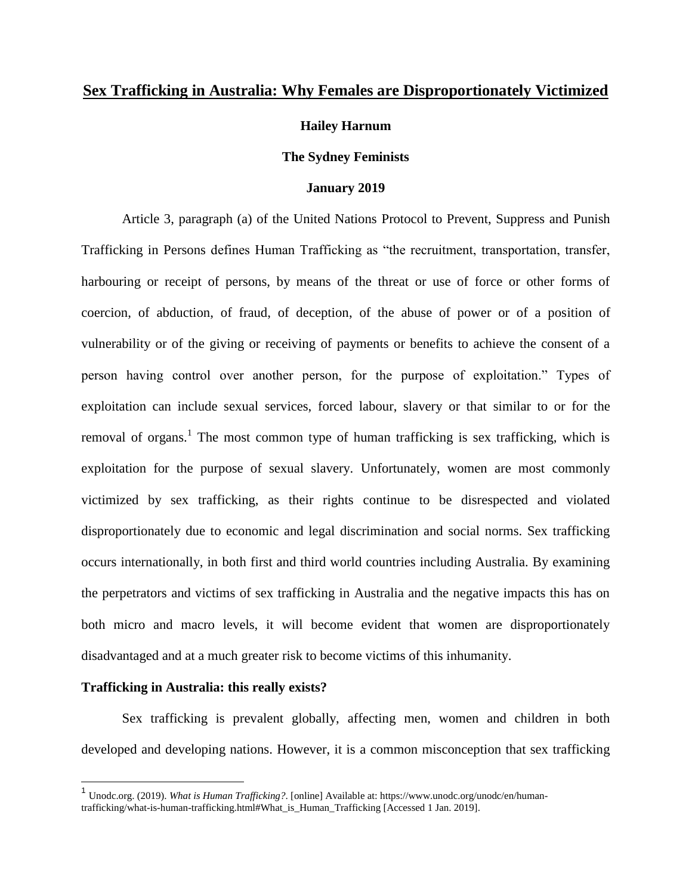# Sex Trafficking in Australia: Why Females are Disproportionately Victimized

**Hailey Harnum**

**The Sydney Feminists**

**January 2019**

Article 3, paragraph (a) of the United Nations Protocol to Prevent, Suppress and Punish Trafficking in Persons defines Human Trafficking as "the recruitment, transportation, transfer, harbouring or receipt of persons, by means of the threat or use of force or other forms of coercion, of abduction, of fraud, of deception, of the abuse of power or of a position of vulnerability or of the giving or receiving of payments or benefits to achieve the consent of a person having control over another person, for the purpose of exploitation." Types of exploitation can include sexual services, forced labour, slavery or that similar to or for the removal of organs.[1] The most common type of human trafficking is sex trafficking, which is exploitation for the purpose of sexual slavery. Unfortunately, women are most commonly victimized by sex trafficking, as their rights continue to be disrespected and violated disproportionately due to economic and legal discrimination and social norms. Sex trafficking occurs internationally, in both first and third world countries including Australia. By examining the perpetrators and victims of sex trafficking in Australia and the negative impacts this has on both micro and macro levels, it will become evident that women are disproportionately disadvantaged and at a much greater risk to become victims of this inhumanity.

## Trafficking in Australia: this really exists?

Sex trafficking is prevalent globally, affecting men, women and children in both developed and developing nations. However, it is a common misconception that sex trafficking

---

[1] Unodc.org. (2019). *What is Human Trafficking?*. [online] Available at: https://www.unodc.org/unodc/en/human-trafficking/what-is-human-trafficking.html#What_is_Human_Trafficking [Accessed 1 Jan. 2019].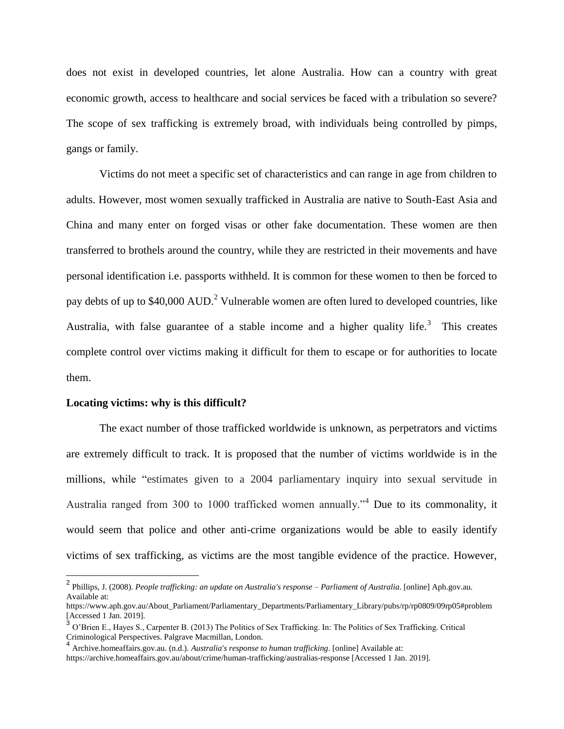does not exist in developed countries, let alone Australia. How can a country with great economic growth, access to healthcare and social services be faced with a tribulation so severe? The scope of sex trafficking is extremely broad, with individuals being controlled by pimps, gangs or family.

Victims do not meet a specific set of characteristics and can range in age from children to adults. However, most women sexually trafficked in Australia are native to South-East Asia and China and many enter on forged visas or other fake documentation. These women are then transferred to brothels around the country, while they are restricted in their movements and have personal identification i.e. passports withheld. It is common for these women to then be forced to pay debts of up to \$40,000 AUD.[2] Vulnerable women are often lured to developed countries, like Australia, with false guarantee of a stable income and a higher quality life.[3] This creates complete control over victims making it difficult for them to escape or for authorities to locate them.

**Locating victims: why is this difficult?**

The exact number of those trafficked worldwide is unknown, as perpetrators and victims are extremely difficult to track. It is proposed that the number of victims worldwide is in the millions, while "estimates given to a 2004 parliamentary inquiry into sexual servitude in Australia ranged from 300 to 1000 trafficked women annually."[4] Due to its commonality, it would seem that police and other anti-crime organizations would be able to easily identify victims of sex trafficking, as victims are the most tangible evidence of the practice. However,

---

[2] Phillips, J. (2008). *People trafficking: an update on Australia's response – Parliament of Australia*. [online] Aph.gov.au. Available at: https://www.aph.gov.au/About_Parliament/Parliamentary_Departments/Parliamentary_Library/pubs/rp/rp0809/09rp05#problem [Accessed 1 Jan. 2019].

[3] O'Brien E., Hayes S., Carpenter B. (2013) The Politics of Sex Trafficking. In: The Politics of Sex Trafficking. Critical Criminological Perspectives. Palgrave Macmillan, London.

[4] Archive.homeaffairs.gov.au. (n.d.). *Australia's response to human trafficking*. [online] Available at: https://archive.homeaffairs.gov.au/about/crime/human-trafficking/australias-response [Accessed 1 Jan. 2019].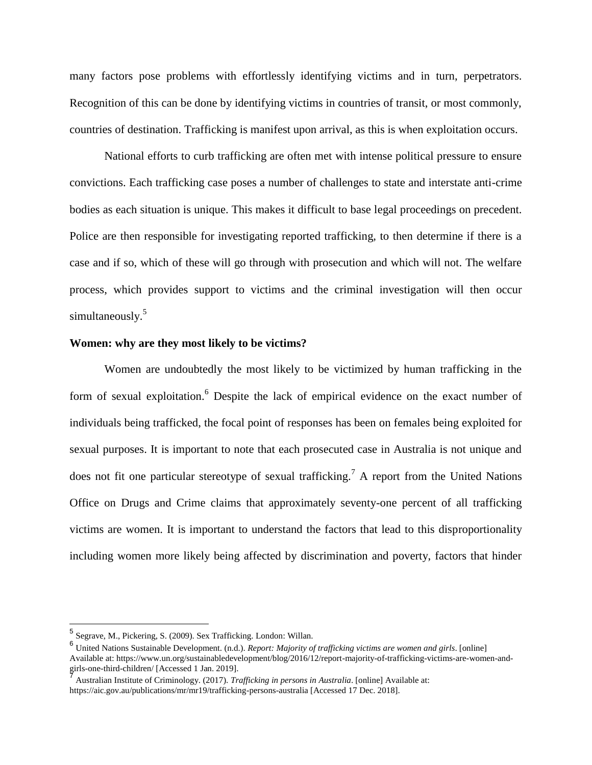many factors pose problems with effortlessly identifying victims and in turn, perpetrators. Recognition of this can be done by identifying victims in countries of transit, or most commonly, countries of destination. Trafficking is manifest upon arrival, as this is when exploitation occurs.

National efforts to curb trafficking are often met with intense political pressure to ensure convictions. Each trafficking case poses a number of challenges to state and interstate anti-crime bodies as each situation is unique. This makes it difficult to base legal proceedings on precedent. Police are then responsible for investigating reported trafficking, to then determine if there is a case and if so, which of these will go through with prosecution and which will not. The welfare process, which provides support to victims and the criminal investigation will then occur simultaneously.[5]

**Women: why are they most likely to be victims?**

Women are undoubtedly the most likely to be victimized by human trafficking in the form of sexual exploitation.[6] Despite the lack of empirical evidence on the exact number of individuals being trafficked, the focal point of responses has been on females being exploited for sexual purposes. It is important to note that each prosecuted case in Australia is not unique and does not fit one particular stereotype of sexual trafficking.[7] A report from the United Nations Office on Drugs and Crime claims that approximately seventy-one percent of all trafficking victims are women. It is important to understand the factors that lead to this disproportionality including women more likely being affected by discrimination and poverty, factors that hinder

---

[5] Segrave, M., Pickering, S. (2009). Sex Trafficking. London: Willan.

[6] United Nations Sustainable Development. (n.d.). *Report: Majority of trafficking victims are women and girls*. [online] Available at: https://www.un.org/sustainabledevelopment/blog/2016/12/report-majority-of-trafficking-victims-are-women-and-girls-one-third-children/ [Accessed 1 Jan. 2019].

[7] Australian Institute of Criminology. (2017). *Trafficking in persons in Australia*. [online] Available at: https://aic.gov.au/publications/mr/mr19/trafficking-persons-australia [Accessed 17 Dec. 2018].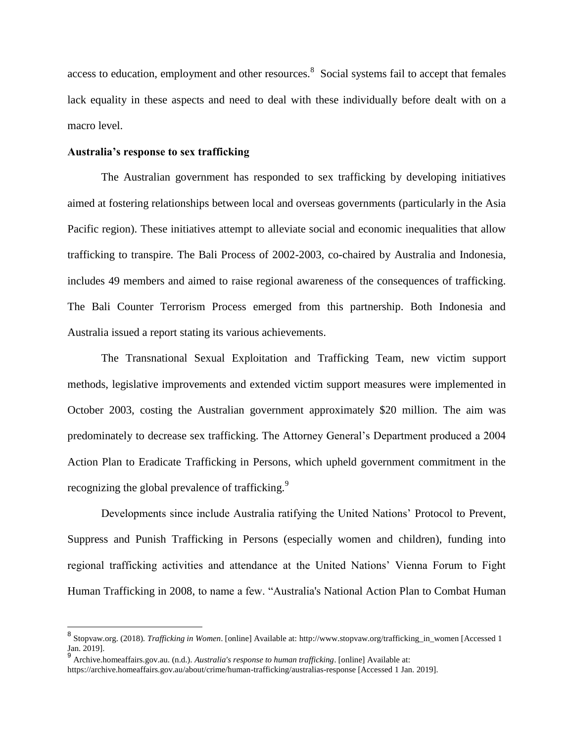access to education, employment and other resources.[8] Social systems fail to accept that females lack equality in these aspects and need to deal with these individually before dealt with on a macro level.

**Australia's response to sex trafficking**

The Australian government has responded to sex trafficking by developing initiatives aimed at fostering relationships between local and overseas governments (particularly in the Asia Pacific region). These initiatives attempt to alleviate social and economic inequalities that allow trafficking to transpire. The Bali Process of 2002-2003, co-chaired by Australia and Indonesia, includes 49 members and aimed to raise regional awareness of the consequences of trafficking. The Bali Counter Terrorism Process emerged from this partnership. Both Indonesia and Australia issued a report stating its various achievements.

The Transnational Sexual Exploitation and Trafficking Team, new victim support methods, legislative improvements and extended victim support measures were implemented in October 2003, costing the Australian government approximately $20 million. The aim was predominately to decrease sex trafficking. The Attorney General's Department produced a 2004 Action Plan to Eradicate Trafficking in Persons, which upheld government commitment in the recognizing the global prevalence of trafficking.[9]

Developments since include Australia ratifying the United Nations' Protocol to Prevent, Suppress and Punish Trafficking in Persons (especially women and children), funding into regional trafficking activities and attendance at the United Nations' Vienna Forum to Fight Human Trafficking in 2008, to name a few. "Australia's National Action Plan to Combat Human

---

[8] Stopvaw.org. (2018). *Trafficking in Women*. [online] Available at: http://www.stopvaw.org/trafficking_in_women [Accessed 1 Jan. 2019].

[9] Archive.homeaffairs.gov.au. (n.d.). *Australia's response to human trafficking*. [online] Available at: https://archive.homeaffairs.gov.au/about/crime/human-trafficking/australias-response [Accessed 1 Jan. 2019].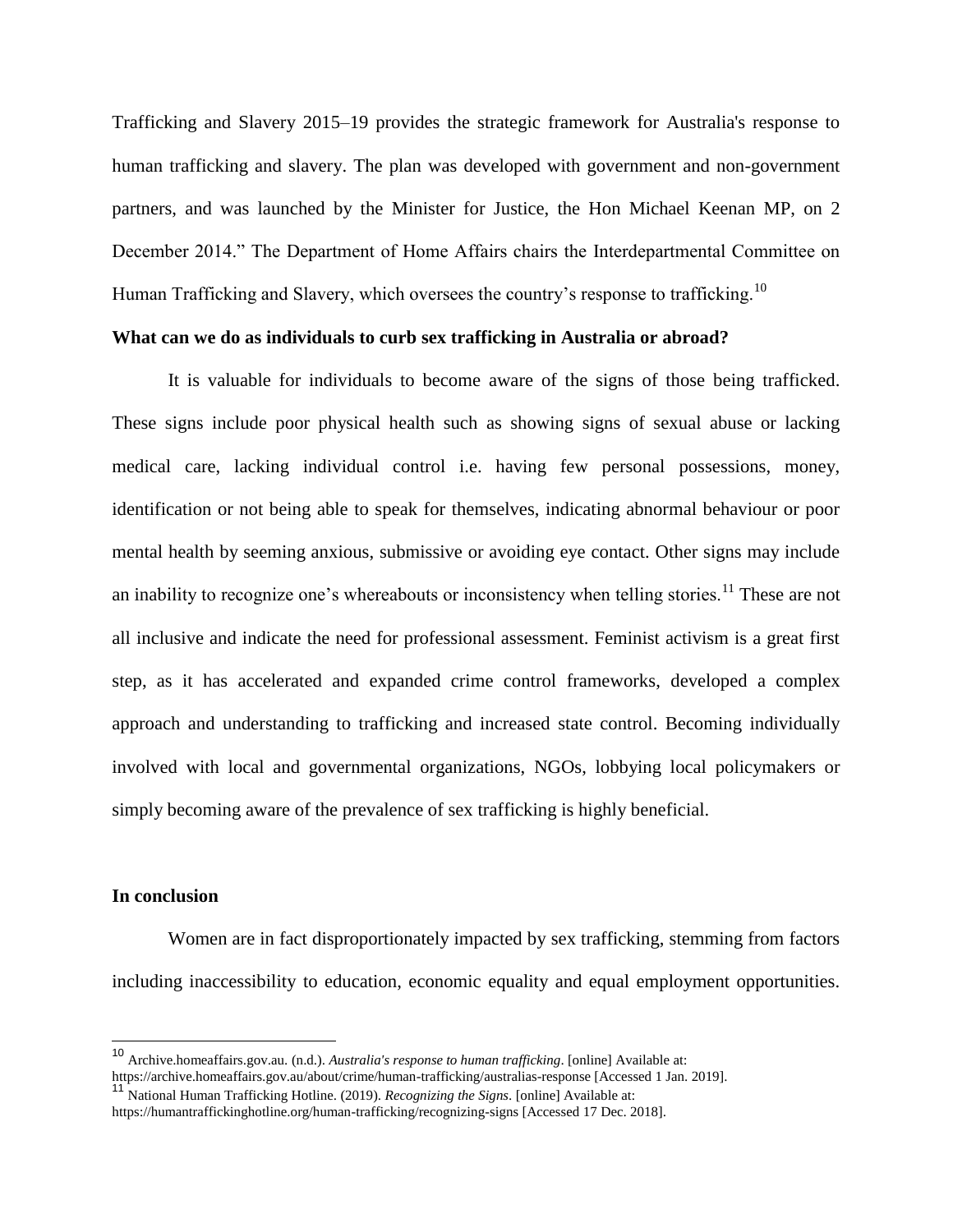Trafficking and Slavery 2015–19 provides the strategic framework for Australia's response to human trafficking and slavery. The plan was developed with government and non-government partners, and was launched by the Minister for Justice, the Hon Michael Keenan MP, on 2 December 2014." The Department of Home Affairs chairs the Interdepartmental Committee on Human Trafficking and Slavery, which oversees the country's response to trafficking.[10]

**What can we do as individuals to curb sex trafficking in Australia or abroad?**

It is valuable for individuals to become aware of the signs of those being trafficked. These signs include poor physical health such as showing signs of sexual abuse or lacking medical care, lacking individual control i.e. having few personal possessions, money, identification or not being able to speak for themselves, indicating abnormal behaviour or poor mental health by seeming anxious, submissive or avoiding eye contact. Other signs may include an inability to recognize one's whereabouts or inconsistency when telling stories.[11] These are not all inclusive and indicate the need for professional assessment. Feminist activism is a great first step, as it has accelerated and expanded crime control frameworks, developed a complex approach and understanding to trafficking and increased state control. Becoming individually involved with local and governmental organizations, NGOs, lobbying local policymakers or simply becoming aware of the prevalence of sex trafficking is highly beneficial.

**In conclusion**

Women are in fact disproportionately impacted by sex trafficking, stemming from factors including inaccessibility to education, economic equality and equal employment opportunities.

---

[10] Archive.homeaffairs.gov.au. (n.d.). *Australia's response to human trafficking*. [online] Available at: https://archive.homeaffairs.gov.au/about/crime/human-trafficking/australias-response [Accessed 1 Jan. 2019].

[11] National Human Trafficking Hotline. (2019). *Recognizing the Signs*. [online] Available at: https://humantraffickinghotline.org/human-trafficking/recognizing-signs [Accessed 17 Dec. 2018].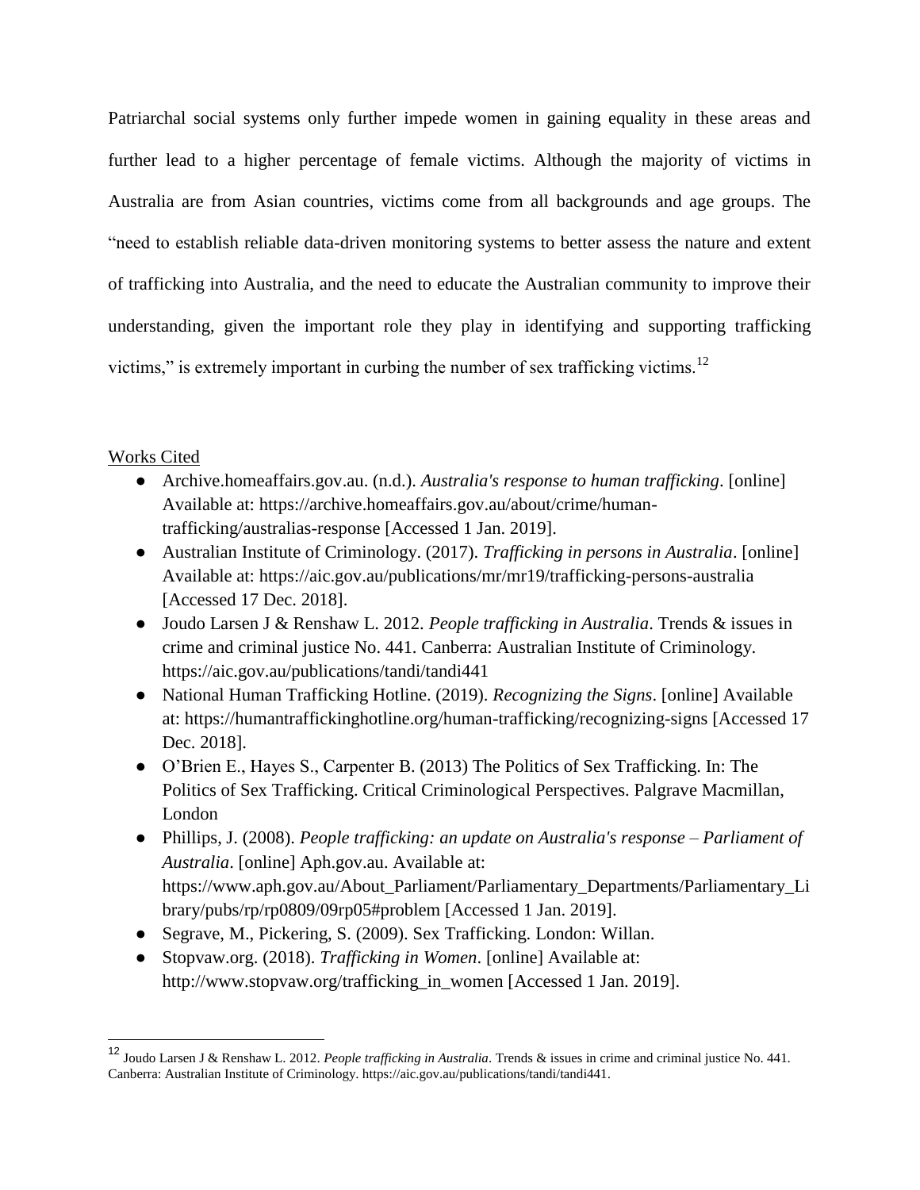Patriarchal social systems only further impede women in gaining equality in these areas and further lead to a higher percentage of female victims. Although the majority of victims in Australia are from Asian countries, victims come from all backgrounds and age groups. The "need to establish reliable data-driven monitoring systems to better assess the nature and extent of trafficking into Australia, and the need to educate the Australian community to improve their understanding, given the important role they play in identifying and supporting trafficking victims," is extremely important in curbing the number of sex trafficking victims.[12]

Works Cited

- Archive.homeaffairs.gov.au. (n.d.). *Australia's response to human trafficking*. [online] Available at: https://archive.homeaffairs.gov.au/about/crime/human-trafficking/australias-response [Accessed 1 Jan. 2019].
- Australian Institute of Criminology. (2017). *Trafficking in persons in Australia*. [online] Available at: https://aic.gov.au/publications/mr/mr19/trafficking-persons-australia [Accessed 17 Dec. 2018].
- Joudo Larsen J & Renshaw L. 2012. *People trafficking in Australia*. Trends & issues in crime and criminal justice No. 441. Canberra: Australian Institute of Criminology. https://aic.gov.au/publications/tandi/tandi441
- National Human Trafficking Hotline. (2019). *Recognizing the Signs*. [online] Available at: https://humantraffickinghotline.org/human-trafficking/recognizing-signs [Accessed 17 Dec. 2018].
- O'Brien E., Hayes S., Carpenter B. (2013) The Politics of Sex Trafficking. In: The Politics of Sex Trafficking. Critical Criminological Perspectives. Palgrave Macmillan, London
- Phillips, J. (2008). *People trafficking: an update on Australia's response – Parliament of Australia*. [online] Aph.gov.au. Available at: https://www.aph.gov.au/About_Parliament/Parliamentary_Departments/Parliamentary_Library/pubs/rp/rp0809/09rp05#problem [Accessed 1 Jan. 2019].
- Segrave, M., Pickering, S. (2009). Sex Trafficking. London: Willan.
- Stopvaw.org. (2018). *Trafficking in Women*. [online] Available at: http://www.stopvaw.org/trafficking_in_women [Accessed 1 Jan. 2019].

[12] Joudo Larsen J & Renshaw L. 2012. *People trafficking in Australia*. Trends & issues in crime and criminal justice No. 441. Canberra: Australian Institute of Criminology. https://aic.gov.au/publications/tandi/tandi441.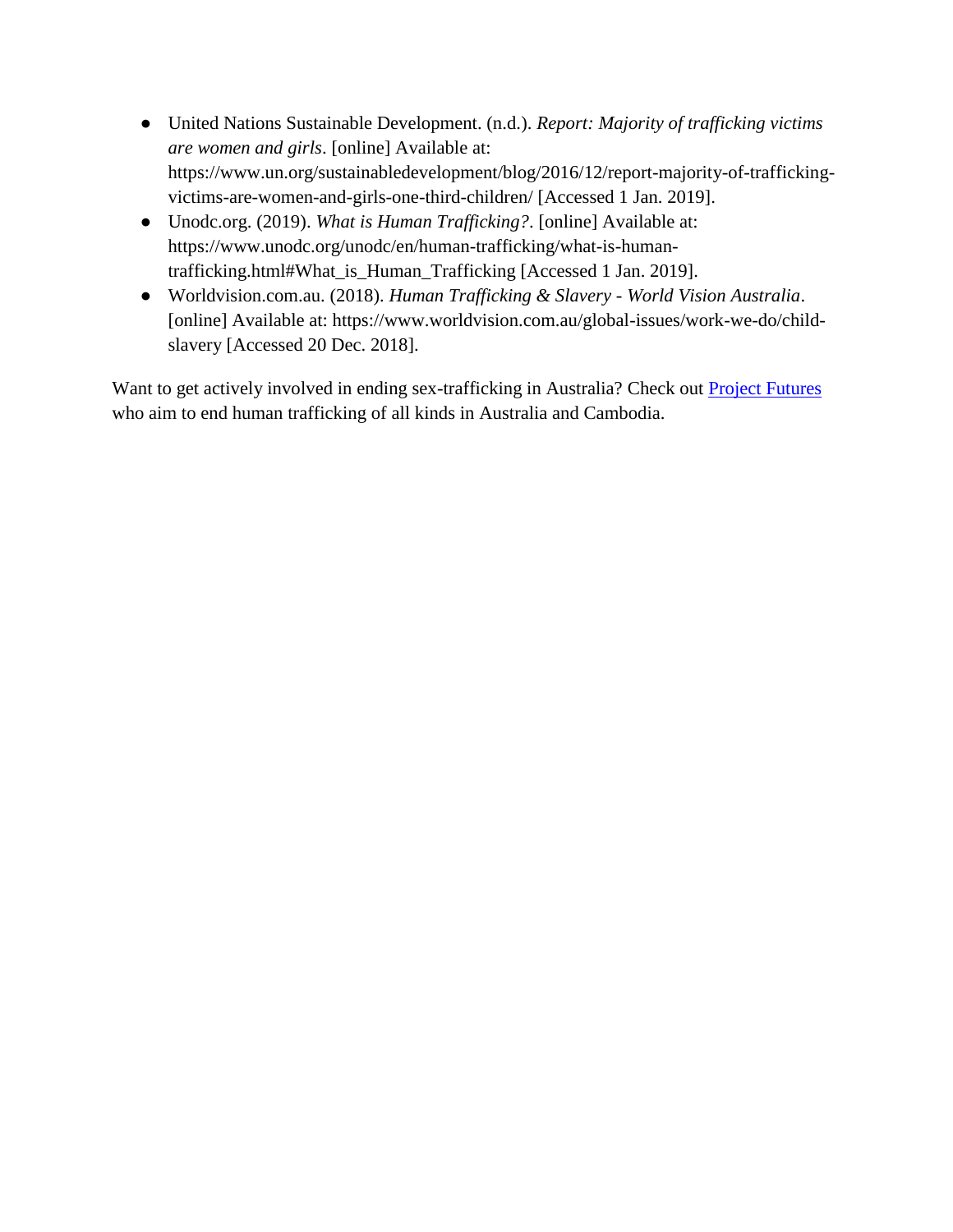- United Nations Sustainable Development. (n.d.). *Report: Majority of trafficking victims are women and girls*. [online] Available at: https://www.un.org/sustainabledevelopment/blog/2016/12/report-majority-of-trafficking-victims-are-women-and-girls-one-third-children/ [Accessed 1 Jan. 2019].
- Unodc.org. (2019). *What is Human Trafficking?*. [online] Available at: https://www.unodc.org/unodc/en/human-trafficking/what-is-human-trafficking.html#What_is_Human_Trafficking [Accessed 1 Jan. 2019].
- Worldvision.com.au. (2018). *Human Trafficking & Slavery - World Vision Australia*. [online] Available at: https://www.worldvision.com.au/global-issues/work-we-do/child-slavery [Accessed 20 Dec. 2018].

Want to get actively involved in ending sex-trafficking in Australia? Check out Project Futures who aim to end human trafficking of all kinds in Australia and Cambodia.